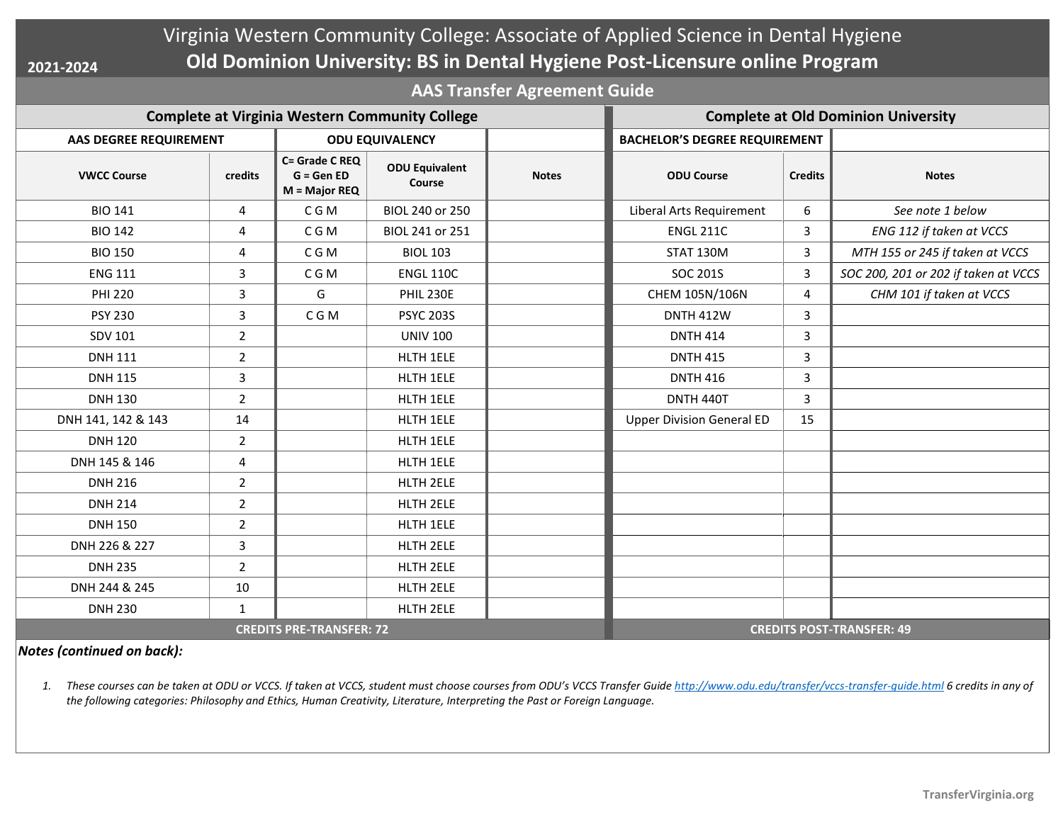# Virginia Western Community College: Associate of Applied Science in Dental Hygiene

## Old Dominion University: BS in Dental Hygiene Post-Licensure online Program

2021-2024

### AAS Transfer Agreement Guide

| Complete at Virginia Western Community College | | | | | Complete at Old Dominion University | | |
|---|---|---|---|---|---|---|---|
| **AAS DEGREE REQUIREMENT** | | **ODU EQUIVALENCY** | | | **BACHELOR'S DEGREE REQUIREMENT** | | |
| **VWCC Course** | **credits** | **C= Grade C REQ G = Gen ED M = Major REQ** | **ODU Equivalent Course** | **Notes** | **ODU Course** | **Credits** | **Notes** |
| BIO 141 | 4 | C G M | BIOL 240 or 250 | | Liberal Arts Requirement | 6 | *See note 1 below* |
| BIO 142 | 4 | C G M | BIOL 241 or 251 | | ENGL 211C | 3 | *ENG 112 if taken at VCCS* |
| BIO 150 | 4 | C G M | BIOL 103 | | STAT 130M | 3 | *MTH 155 or 245 if taken at VCCS* |
| ENG 111 | 3 | C G M | ENGL 110C | | SOC 201S | 3 | *SOC 200, 201 or 202 if taken at VCCS* |
| PHI 220 | 3 | G | PHIL 230E | | CHEM 105N/106N | 4 | *CHM 101 if taken at VCCS* |
| PSY 230 | 3 | C G M | PSYC 203S | | DNTH 412W | 3 | |
| SDV 101 | 2 | | UNIV 100 | | DNTH 414 | 3 | |
| DNH 111 | 2 | | HLTH 1ELE | | DNTH 415 | 3 | |
| DNH 115 | 3 | | HLTH 1ELE | | DNTH 416 | 3 | |
| DNH 130 | 2 | | HLTH 1ELE | | DNTH 440T | 3 | |
| DNH 141, 142 & 143 | 14 | | HLTH 1ELE | | Upper Division General ED | 15 | |
| DNH 120 | 2 | | HLTH 1ELE | | | | |
| DNH 145 & 146 | 4 | | HLTH 1ELE | | | | |
| DNH 216 | 2 | | HLTH 2ELE | | | | |
| DNH 214 | 2 | | HLTH 2ELE | | | | |
| DNH 150 | 2 | | HLTH 1ELE | | | | |
| DNH 226 & 227 | 3 | | HLTH 2ELE | | | | |
| DNH 235 | 2 | | HLTH 2ELE | | | | |
| DNH 244 & 245 | 10 | | HLTH 2ELE | | | | |
| DNH 230 | 1 | | HLTH 2ELE | | | | |
| **CREDITS PRE-TRANSFER: 72** | | | | | **CREDITS POST-TRANSFER: 49** | | |

***Notes (continued on back):***

1. *These courses can be taken at ODU or VCCS. If taken at VCCS, student must choose courses from ODU's VCCS Transfer Guide http://www.odu.edu/transfer/vccs-transfer-guide.html 6 credits in any of the following categories: Philosophy and Ethics, Human Creativity, Literature, Interpreting the Past or Foreign Language.*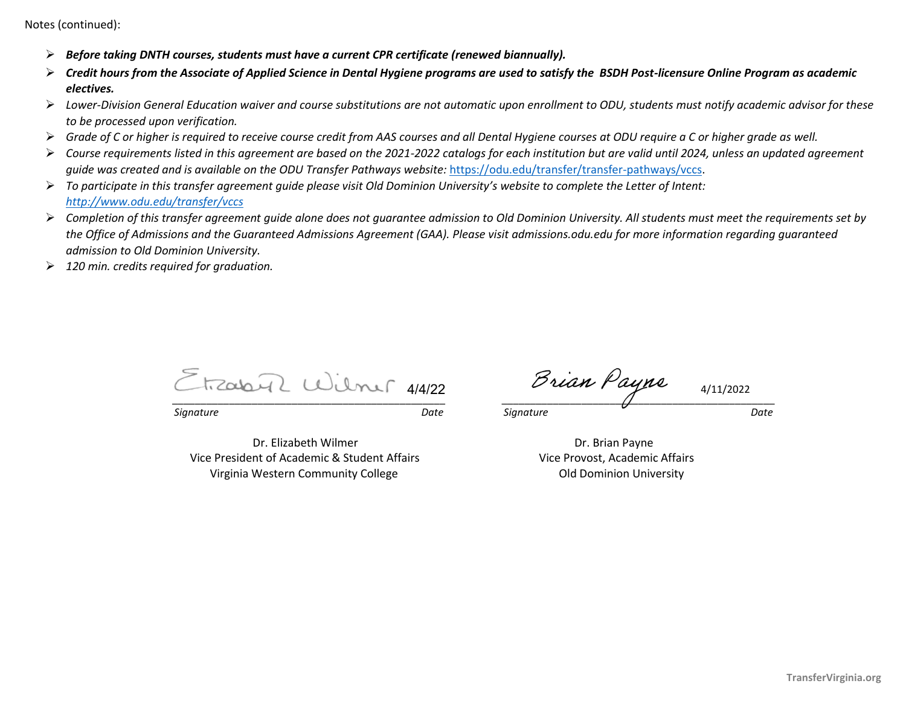Notes (continued):

- ***Before taking DNTH courses, students must have a current CPR certificate (renewed biannually).***
- ***Credit hours from the Associate of Applied Science in Dental Hygiene programs are used to satisfy the BSDH Post-licensure Online Program as academic electives.***
- *Lower-Division General Education waiver and course substitutions are not automatic upon enrollment to ODU, students must notify academic advisor for these to be processed upon verification.*
- *Grade of C or higher is required to receive course credit from AAS courses and all Dental Hygiene courses at ODU require a C or higher grade as well.*
- *Course requirements listed in this agreement are based on the 2021-2022 catalogs for each institution but are valid until 2024, unless an updated agreement guide was created and is available on the ODU Transfer Pathways website:* https://odu.edu/transfer/transfer-pathways/vccs.
- *To participate in this transfer agreement guide please visit Old Dominion University's website to complete the Letter of Intent: http://www.odu.edu/transfer/vccs*
- *Completion of this transfer agreement guide alone does not guarantee admission to Old Dominion University. All students must meet the requirements set by the Office of Admissions and the Guaranteed Admissions Agreement (GAA). Please visit admissions.odu.edu for more information regarding guaranteed admission to Old Dominion University.*
- *120 min. credits required for graduation.*

Elizabeth Wilmer 4/4/22

*Signature* *Date*

Dr. Elizabeth Wilmer
Vice President of Academic & Student Affairs
Virginia Western Community College

Brian Payne 4/11/2022

*Signature* *Date*

Dr. Brian Payne
Vice Provost, Academic Affairs
Old Dominion University